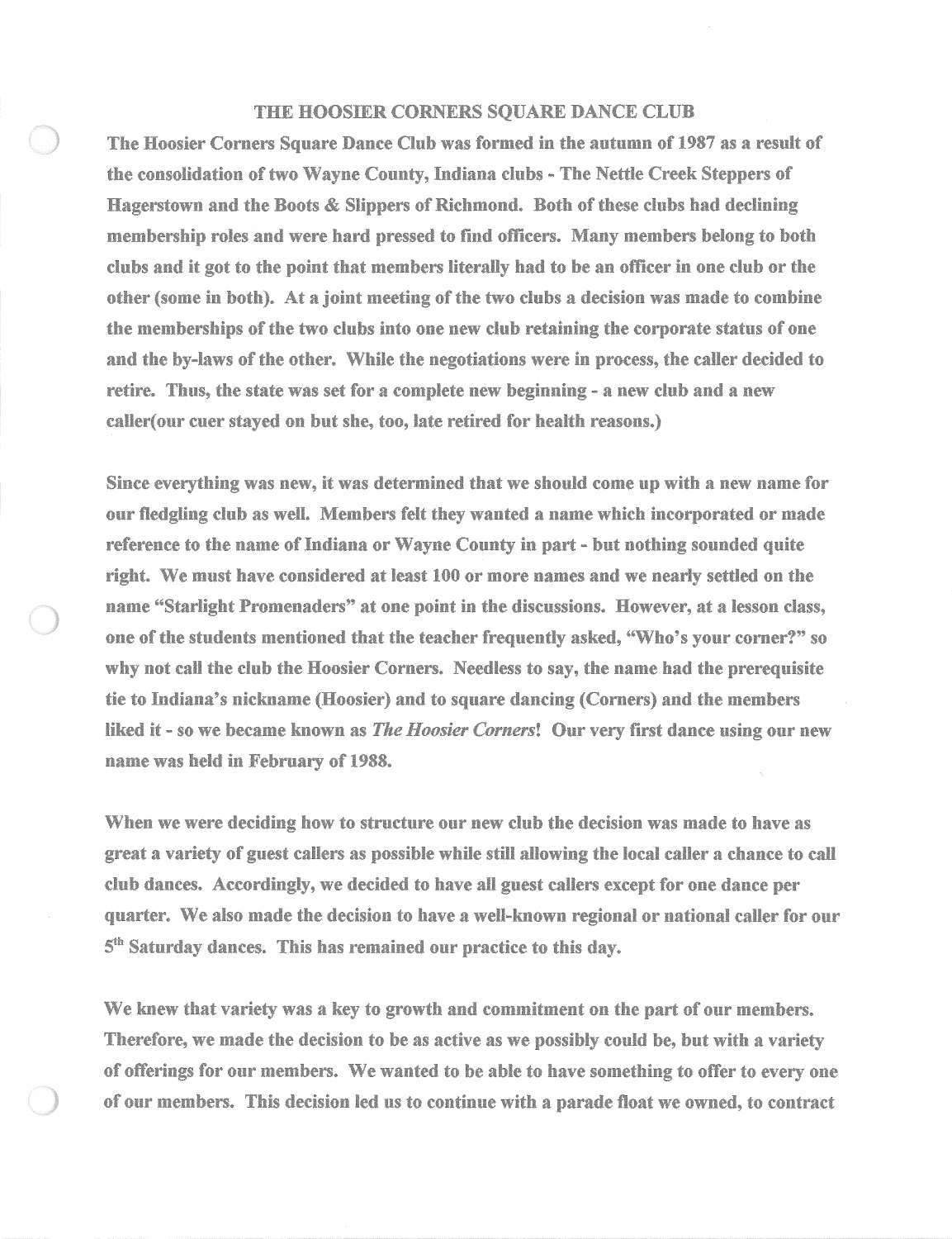# THE HOOSIER CORNERS SQUARE DANCE CLUB

The Hoosier Corners Square Dance Club was formed in the autumn of 1987 as a result of the consolidation of two Wayne County, Indiana clubs - The Nettle Creek Steppers of Hagerstown and the Boots & Slippers of Richmond. Both of these clubs had declining membership roles and were hard pressed to find officers. Many members belong to both clubs and it got to the point that members literally had to be an officer in one club or the other (some in both). At a joint meeting of the two clubs a decision was made to combine the memberships of the two clubs into one new club retaining the corporate status of one and the by-laws of the other. While the negotiations were in process, the caller decided to retire. Thus, the state was set for a complete new beginning - a new club and a new caller(our cuer stayed on but she, too, late retired for health reasons.)

Since everything was new, it was determined that we should come up with a new name for our fledgling club as well. Members felt they wanted a name which incorporated or made reference to the name of Indiana or Wayne County in part - but nothing sounded quite right. We must have considered at least 100 or more names and we nearly settled on the name "Starlight Promenaders" at one point in the discussions. However, at a lesson class, one of the students mentioned that the teacher frequently asked, "Who's your corner?" so why not call the club the Hoosier Corners. Needless to say, the name had the prerequisite tie to Indiana's nickname (Hoosier) and to square dancing (Corners) and the members liked it - so we became known as *The Hoosier Corners*! Our very first dance using our new name was held in February of 1988.

When we were deciding how to structure our new club the decision was made to have as great a variety of guest callers as possible while still allowing the local caller a chance to call club dances. Accordingly, we decided to have all guest callers except for one dance per quarter. We also made the decision to have a well-known regional or national caller for our 5th Saturday dances. This has remained our practice to this day.

We knew that variety was a key to growth and commitment on the part of our members. Therefore, we made the decision to be as active as we possibly could be, but with a variety of offerings for our members. We wanted to be able to have something to offer to every one of our members. This decision led us to continue with a parade float we owned, to contract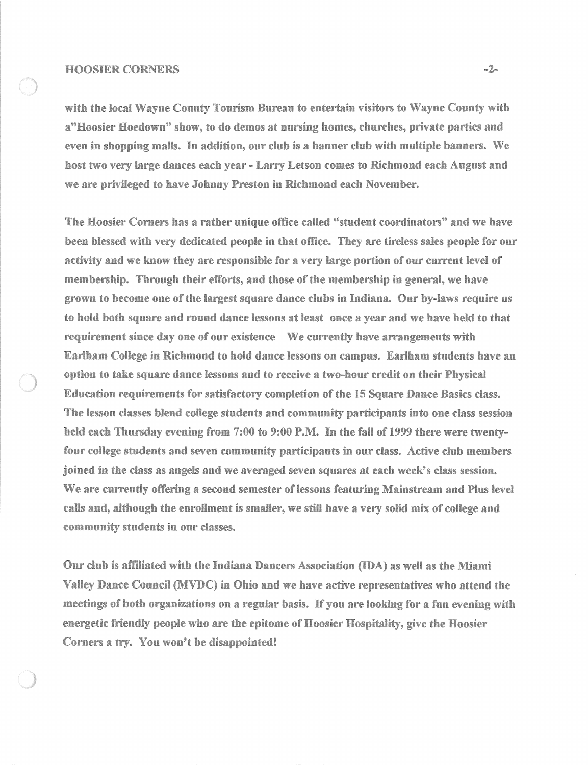with the local Wayne County Tourism Bureau to entertain visitors to Wayne County with a"Hoosier Hoedown" show, to do demos at nursing homes, churches, private parties and even in shopping malls. In addition, our club is a banner club with multiple banners. We host two very large dances each year - Larry Letson comes to Richmond each August and we are privileged to have Johnny Preston in Richmond each November.

The Hoosier Corners has a rather unique office called "student coordinators" and we have been blessed with very dedicated people in that office. They are tireless sales people for our activity and we know they are responsible for a very large portion of our current level of membership. Through their efforts, and those of the membership in general, we have grown to become one of the largest square dance clubs in Indiana. Our by-laws require us to hold both square and round dance lessons at least once a year and we have held to that requirement since day one of our existence We currently have arrangements with Earlham College in Richmond to hold dance lessons on campus. Earlham students have an option to take square dance lessons and to receive a two-hour credit on their Physical Education requirements for satisfactory completion of the 15 Square Dance Basics class. The lesson classes blend college students and community participants into one class session held each Thursday evening from 7:00 to 9:00 P.M. In the fall of 1999 there were twenty-four college students and seven community participants in our class. Active club members joined in the class as angels and we averaged seven squares at each week's class session. We are currently offering a second semester of lessons featuring Mainstream and Plus level calls and, although the enrollment is smaller, we still have a very solid mix of college and community students in our classes.

Our club is affiliated with the Indiana Dancers Association (IDA) as well as the Miami Valley Dance Council (MVDC) in Ohio and we have active representatives who attend the meetings of both organizations on a regular basis. If you are looking for a fun evening with energetic friendly people who are the epitome of Hoosier Hospitality, give the Hoosier Corners a try. You won't be disappointed!